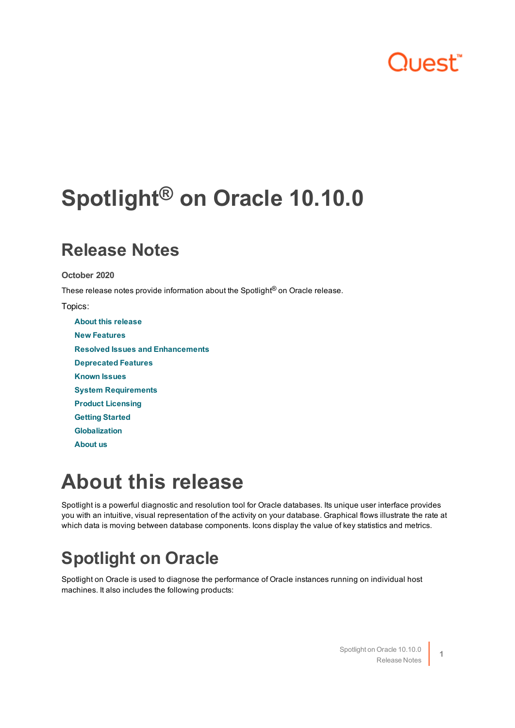# Spotlight® on Oracle 10.10.0

## Release Notes

**October 2020**

These release notes provide information about the Spotlight® on Oracle release.

Topics:

- **About this release**
- **New Features**
- **Resolved Issues and Enhancements**
- **Deprecated Features**
- **Known Issues**
- **System Requirements**
- **Product Licensing**
- **Getting Started**
- **Globalization**
- **About us**

# About this release

Spotlight is a powerful diagnostic and resolution tool for Oracle databases. Its unique user interface provides you with an intuitive, visual representation of the activity on your database. Graphical flows illustrate the rate at which data is moving between database components. Icons display the value of key statistics and metrics.

## Spotlight on Oracle

Spotlight on Oracle is used to diagnose the performance of Oracle instances running on individual host machines. It also includes the following products: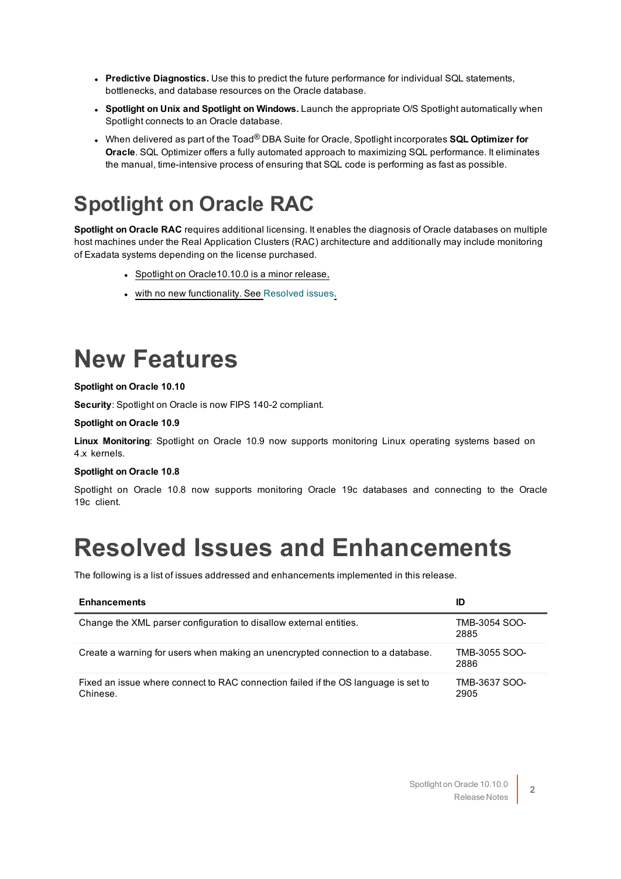- **Predictive Diagnostics.** Use this to predict the future performance for individual SQL statements, bottlenecks, and database resources on the Oracle database.
- **Spotlight on Unix and Spotlight on Windows.** Launch the appropriate O/S Spotlight automatically when Spotlight connects to an Oracle database.
- When delivered as part of the Toad® DBA Suite for Oracle, Spotlight incorporates **SQL Optimizer for Oracle**. SQL Optimizer offers a fully automated approach to maximizing SQL performance. It eliminates the manual, time-intensive process of ensuring that SQL code is performing as fast as possible.

# Spotlight on Oracle RAC

**Spotlight on Oracle RAC** requires additional licensing. It enables the diagnosis of Oracle databases on multiple host machines under the Real Application Clusters (RAC) architecture and additionally may include monitoring of Exadata systems depending on the license purchased.

- Spotlight on Oracle10.10.0 is a minor release,
- with no new functionality. See Resolved issues.

# New Features

**Spotlight on Oracle 10.10**

**Security**: Spotlight on Oracle is now FIPS 140-2 compliant.

**Spotlight on Oracle 10.9**

**Linux Monitoring**: Spotlight on Oracle 10.9 now supports monitoring Linux operating systems based on 4.x kernels.

**Spotlight on Oracle 10.8**

Spotlight on Oracle 10.8 now supports monitoring Oracle 19c databases and connecting to the Oracle 19c client.

# Resolved Issues and Enhancements

The following is a list of issues addressed and enhancements implemented in this release.

| Enhancements | ID |
|---|---|
| Change the XML parser configuration to disallow external entities. | TMB-3054 SOO-2885 |
| Create a warning for users when making an unencrypted connection to a database. | TMB-3055 SOO-2886 |
| Fixed an issue where connect to RAC connection failed if the OS language is set to Chinese. | TMB-3637 SOO-2905 |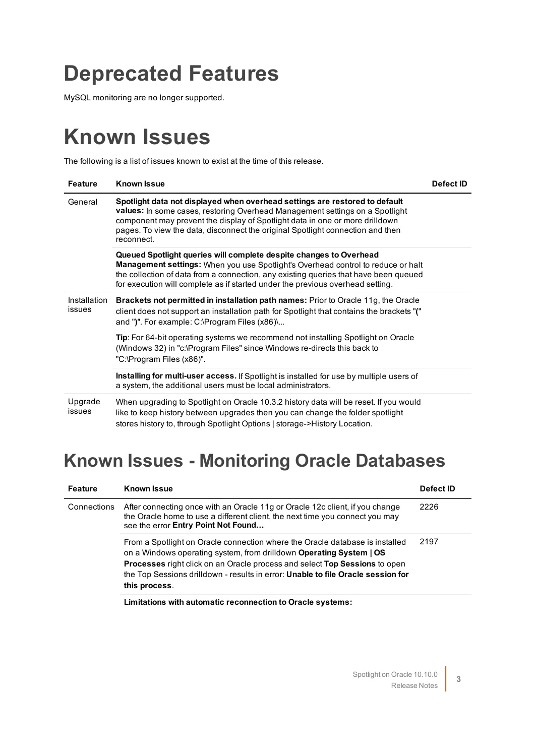# Deprecated Features

MySQL monitoring are no longer supported.

# Known Issues

The following is a list of issues known to exist at the time of this release.

| Feature | Known Issue | Defect ID |
|---|---|---|
| General | **Spotlight data not displayed when overhead settings are restored to default values:** In some cases, restoring Overhead Management settings on a Spotlight component may prevent the display of Spotlight data in one or more drilldown pages. To view the data, disconnect the original Spotlight connection and then reconnect. | |
| | **Queued Spotlight queries will complete despite changes to Overhead Management settings:** When you use Spotlight's Overhead control to reduce or halt the collection of data from a connection, any existing queries that have been queued for execution will complete as if started under the previous overhead setting. | |
| Installation issues | **Brackets not permitted in installation path names:** Prior to Oracle 11g, the Oracle client does not support an installation path for Spotlight that contains the brackets "**(**" and "**)**". For example: C:\Program Files (x86)\...<br><br>**Tip**: For 64-bit operating systems we recommend not installing Spotlight on Oracle (Windows 32) in "c:\Program Files" since Windows re-directs this back to "C:\Program Files (x86)". | |
| | **Installing for multi-user access.** If Spotlight is installed for use by multiple users of a system, the additional users must be local administrators. | |
| Upgrade issues | When upgrading to Spotlight on Oracle 10.3.2 history data will be reset. If you would like to keep history between upgrades then you can change the folder spotlight stores history to, through Spotlight Options \| storage->History Location. | |

## Known Issues - Monitoring Oracle Databases

| Feature | Known Issue | Defect ID |
|---|---|---|
| Connections | After connecting once with an Oracle 11g or Oracle 12c client, if you change the Oracle home to use a different client, the next time you connect you may see the error **Entry Point Not Found...** | 2226 |
| | From a Spotlight on Oracle connection where the Oracle database is installed on a Windows operating system, from drilldown **Operating System \| OS Processes** right click on an Oracle process and select **Top Sessions** to open the Top Sessions drilldown - results in error: **Unable to file Oracle session for this process**. | 2197 |
| | **Limitations with automatic reconnection to Oracle systems:** | |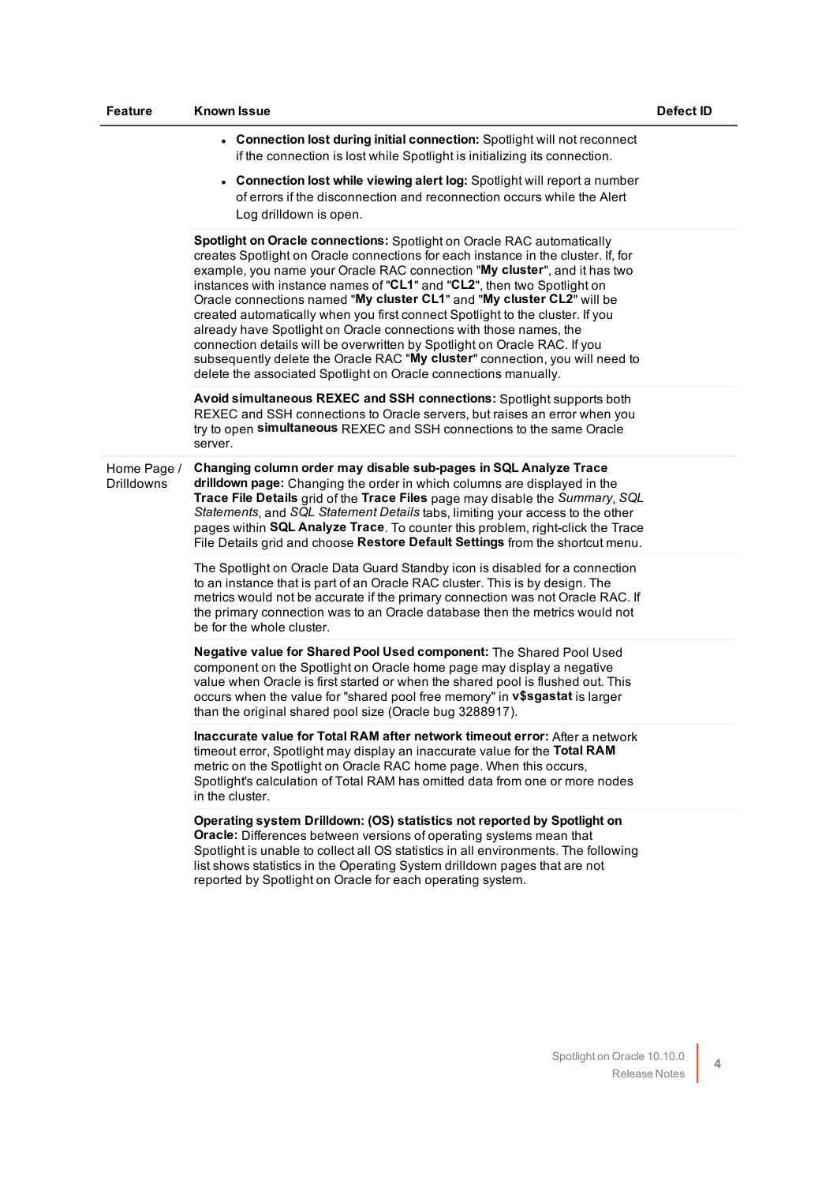| Feature | Known Issue | Defect ID |
|---|---|---|
| | • **Connection lost during initial connection:** Spotlight will not reconnect if the connection is lost while Spotlight is initializing its connection.<br>• **Connection lost while viewing alert log:** Spotlight will report a number of errors if the disconnection and reconnection occurs while the Alert Log drilldown is open. | |
| | **Spotlight on Oracle connections:** Spotlight on Oracle RAC automatically creates Spotlight on Oracle connections for each instance in the cluster. If, for example, you name your Oracle RAC connection "**My cluster**", and it has two instances with instance names of "**CL1**" and "**CL2**", then two Spotlight on Oracle connections named "**My cluster CL1**" and "**My cluster CL2**" will be created automatically when you first connect Spotlight to the cluster. If you already have Spotlight on Oracle connections with those names, the connection details will be overwritten by Spotlight on Oracle RAC. If you subsequently delete the Oracle RAC "**My cluster**" connection, you will need to delete the associated Spotlight on Oracle connections manually. | |
| | **Avoid simultaneous REXEC and SSH connections:** Spotlight supports both REXEC and SSH connections to Oracle servers, but raises an error when you try to open **simultaneous** REXEC and SSH connections to the same Oracle server. | |
| Home Page / Drilldowns | **Changing column order may disable sub-pages in SQL Analyze Trace drilldown page:** Changing the order in which columns are displayed in the **Trace File Details** grid of the **Trace Files** page may disable the *Summary*, *SQL Statements*, and *SQL Statement Details* tabs, limiting your access to the other pages within **SQL Analyze Trace**. To counter this problem, right-click the Trace File Details grid and choose **Restore Default Settings** from the shortcut menu. | |
| | The Spotlight on Oracle Data Guard Standby icon is disabled for a connection to an instance that is part of an Oracle RAC cluster. This is by design. The metrics would not be accurate if the primary connection was not Oracle RAC. If the primary connection was to an Oracle database then the metrics would not be for the whole cluster. | |
| | **Negative value for Shared Pool Used component:** The Shared Pool Used component on the Spotlight on Oracle home page may display a negative value when Oracle is first started or when the shared pool is flushed out. This occurs when the value for "shared pool free memory" in **v$sgastat** is larger than the original shared pool size (Oracle bug 3288917). | |
| | **Inaccurate value for Total RAM after network timeout error:** After a network timeout error, Spotlight may display an inaccurate value for the **Total RAM** metric on the Spotlight on Oracle RAC home page. When this occurs, Spotlight's calculation of Total RAM has omitted data from one or more nodes in the cluster. | |
| | **Operating system Drilldown: (OS) statistics not reported by Spotlight on Oracle:** Differences between versions of operating systems mean that Spotlight is unable to collect all OS statistics in all environments. The following list shows statistics in the Operating System drilldown pages that are not reported by Spotlight on Oracle for each operating system. | |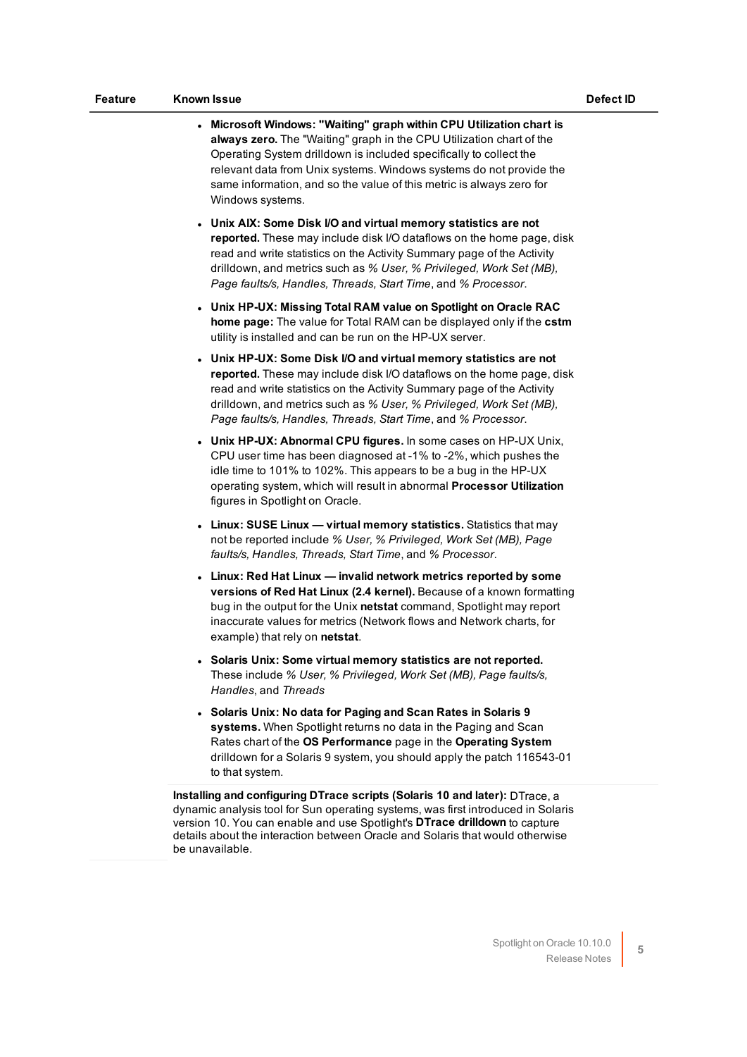| Feature | Known Issue | Defect ID |
| --- | --- | --- |
| | • **Microsoft Windows: "Waiting" graph within CPU Utilization chart is always zero.** The "Waiting" graph in the CPU Utilization chart of the Operating System drilldown is included specifically to collect the relevant data from Unix systems. Windows systems do not provide the same information, and so the value of this metric is always zero for Windows systems.<br><br>• **Unix AIX: Some Disk I/O and virtual memory statistics are not reported.** These may include disk I/O dataflows on the home page, disk read and write statistics on the Activity Summary page of the Activity drilldown, and metrics such as *% User, % Privileged, Work Set (MB), Page faults/s, Handles, Threads, Start Time*, and *% Processor*.<br><br>• **Unix HP-UX: Missing Total RAM value on Spotlight on Oracle RAC home page:** The value for Total RAM can be displayed only if the **cstm** utility is installed and can be run on the HP-UX server.<br><br>• **Unix HP-UX: Some Disk I/O and virtual memory statistics are not reported.** These may include disk I/O dataflows on the home page, disk read and write statistics on the Activity Summary page of the Activity drilldown, and metrics such as *% User, % Privileged, Work Set (MB), Page faults/s, Handles, Threads, Start Time*, and *% Processor*.<br><br>• **Unix HP-UX: Abnormal CPU figures.** In some cases on HP-UX Unix, CPU user time has been diagnosed at -1% to -2%, which pushes the idle time to 101% to 102%. This appears to be a bug in the HP-UX operating system, which will result in abnormal **Processor Utilization** figures in Spotlight on Oracle.<br><br>• **Linux: SUSE Linux — virtual memory statistics.** Statistics that may not be reported include *% User, % Privileged, Work Set (MB), Page faults/s, Handles, Threads, Start Time*, and *% Processor*.<br><br>• **Linux: Red Hat Linux — invalid network metrics reported by some versions of Red Hat Linux (2.4 kernel).** Because of a known formatting bug in the output for the Unix **netstat** command, Spotlight may report inaccurate values for metrics (Network flows and Network charts, for example) that rely on **netstat**.<br><br>• **Solaris Unix: Some virtual memory statistics are not reported.** These include *% User, % Privileged, Work Set (MB), Page faults/s, Handles*, and *Threads*<br><br>• **Solaris Unix: No data for Paging and Scan Rates in Solaris 9 systems.** When Spotlight returns no data in the Paging and Scan Rates chart of the **OS Performance** page in the **Operating System** drilldown for a Solaris 9 system, you should apply the patch 116543-01 to that system. | |
| | **Installing and configuring DTrace scripts (Solaris 10 and later):** DTrace, a dynamic analysis tool for Sun operating systems, was first introduced in Solaris version 10. You can enable and use Spotlight's **DTrace drilldown** to capture details about the interaction between Oracle and Solaris that would otherwise be unavailable. | |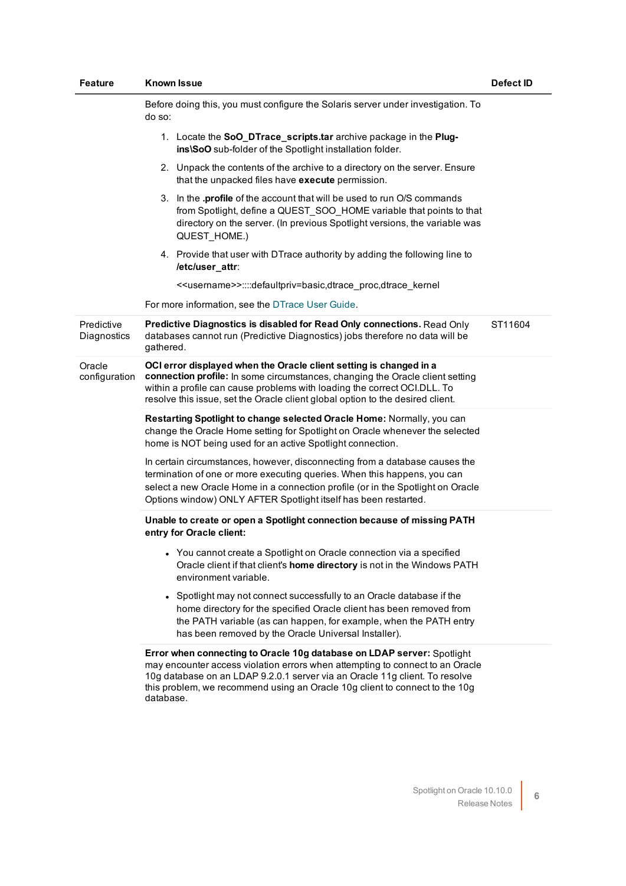| Feature | Known Issue | Defect ID |
|---|---|---|
| | Before doing this, you must configure the Solaris server under investigation. To do so:<br><br>1. Locate the **SoO_DTrace_scripts.tar** archive package in the **Plug-ins\SoO** sub-folder of the Spotlight installation folder.<br>2. Unpack the contents of the archive to a directory on the server. Ensure that the unpacked files have **execute** permission.<br>3. In the **.profile** of the account that will be used to run O/S commands from Spotlight, define a QUEST_SOO_HOME variable that points to that directory on the server. (In previous Spotlight versions, the variable was QUEST_HOME.)<br>4. Provide that user with DTrace authority by adding the following line to **/etc/user_attr**:<br><br>&lt;&lt;username&gt;&gt;::::defaultpriv=basic,dtrace_proc,dtrace_kernel<br><br>For more information, see the DTrace User Guide. | |
| Predictive Diagnostics | **Predictive Diagnostics is disabled for Read Only connections.** Read Only databases cannot run (Predictive Diagnostics) jobs therefore no data will be gathered. | ST11604 |
| Oracle configuration | **OCI error displayed when the Oracle client setting is changed in a connection profile:** In some circumstances, changing the Oracle client setting within a profile can cause problems with loading the correct OCI.DLL. To resolve this issue, set the Oracle client global option to the desired client. | |
| | **Restarting Spotlight to change selected Oracle Home:** Normally, you can change the Oracle Home setting for Spotlight on Oracle whenever the selected home is NOT being used for an active Spotlight connection.<br><br>In certain circumstances, however, disconnecting from a database causes the termination of one or more executing queries. When this happens, you can select a new Oracle Home in a connection profile (or in the Spotlight on Oracle Options window) ONLY AFTER Spotlight itself has been restarted. | |
| | **Unable to create or open a Spotlight connection because of missing PATH entry for Oracle client:**<br><br>• You cannot create a Spotlight on Oracle connection via a specified Oracle client if that client's **home directory** is not in the Windows PATH environment variable.<br>• Spotlight may not connect successfully to an Oracle database if the home directory for the specified Oracle client has been removed from the PATH variable (as can happen, for example, when the PATH entry has been removed by the Oracle Universal Installer). | |
| | **Error when connecting to Oracle 10g database on LDAP server:** Spotlight may encounter access violation errors when attempting to connect to an Oracle 10g database on an LDAP 9.2.0.1 server via an Oracle 11g client. To resolve this problem, we recommend using an Oracle 10g client to connect to the 10g database. | |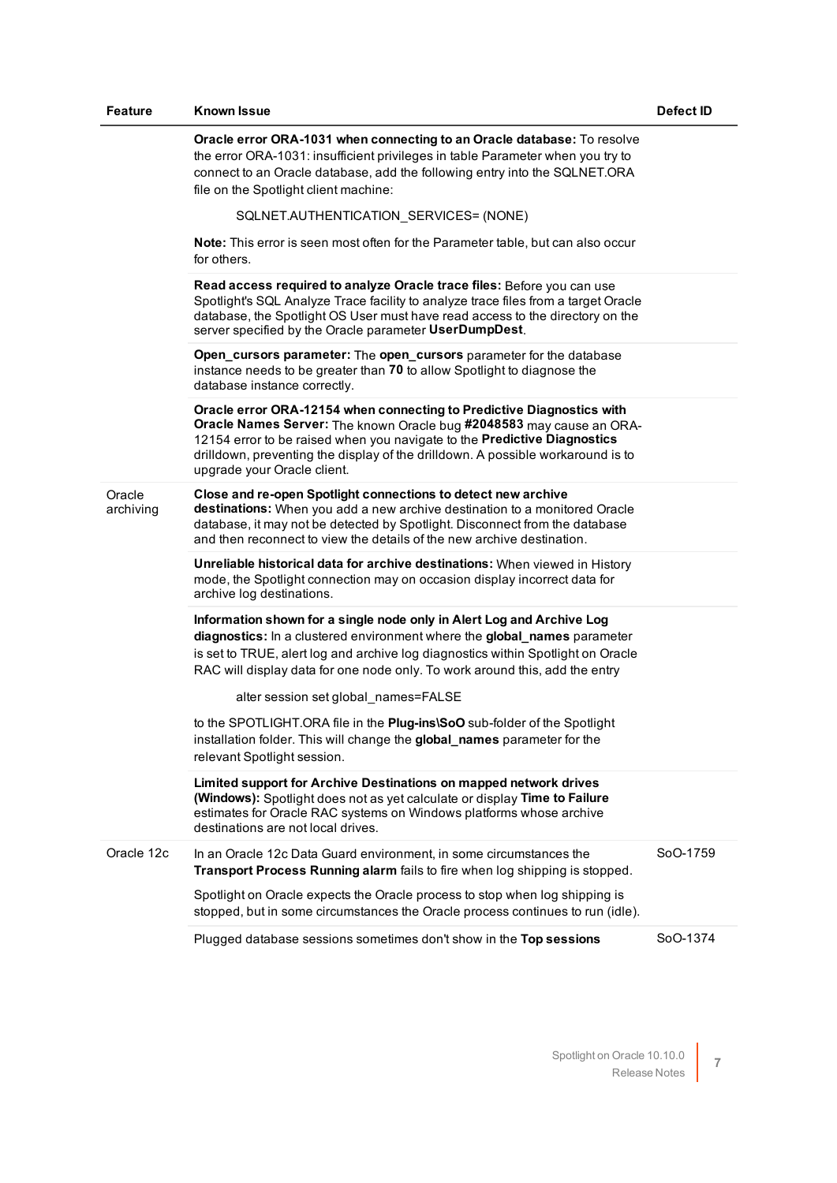| Feature | Known Issue | Defect ID |
|---|---|---|
| | **Oracle error ORA-1031 when connecting to an Oracle database:** To resolve the error ORA-1031: insufficient privileges in table Parameter when you try to connect to an Oracle database, add the following entry into the SQLNET.ORA file on the Spotlight client machine:<br><br>SQLNET.AUTHENTICATION_SERVICES= (NONE)<br><br>**Note:** This error is seen most often for the Parameter table, but can also occur for others. | |
| | **Read access required to analyze Oracle trace files:** Before you can use Spotlight's SQL Analyze Trace facility to analyze trace files from a target Oracle database, the Spotlight OS User must have read access to the directory on the server specified by the Oracle parameter **UserDumpDest**. | |
| | **Open_cursors parameter:** The **open_cursors** parameter for the database instance needs to be greater than **70** to allow Spotlight to diagnose the database instance correctly. | |
| | **Oracle error ORA-12154 when connecting to Predictive Diagnostics with Oracle Names Server:** The known Oracle bug **#2048583** may cause an ORA-12154 error to be raised when you navigate to the **Predictive Diagnostics** drilldown, preventing the display of the drilldown. A possible workaround is to upgrade your Oracle client. | |
| Oracle archiving | **Close and re-open Spotlight connections to detect new archive destinations:** When you add a new archive destination to a monitored Oracle database, it may not be detected by Spotlight. Disconnect from the database and then reconnect to view the details of the new archive destination. | |
| | **Unreliable historical data for archive destinations:** When viewed in History mode, the Spotlight connection may on occasion display incorrect data for archive log destinations. | |
| | **Information shown for a single node only in Alert Log and Archive Log diagnostics:** In a clustered environment where the **global_names** parameter is set to TRUE, alert log and archive log diagnostics within Spotlight on Oracle RAC will display data for one node only. To work around this, add the entry<br><br>alter session set global_names=FALSE<br><br>to the SPOTLIGHT.ORA file in the **Plug-ins\SoO** sub-folder of the Spotlight installation folder. This will change the **global_names** parameter for the relevant Spotlight session. | |
| | **Limited support for Archive Destinations on mapped network drives (Windows):** Spotlight does not as yet calculate or display **Time to Failure** estimates for Oracle RAC systems on Windows platforms whose archive destinations are not local drives. | |
| Oracle 12c | In an Oracle 12c Data Guard environment, in some circumstances the **Transport Process Running alarm** fails to fire when log shipping is stopped.<br><br>Spotlight on Oracle expects the Oracle process to stop when log shipping is stopped, but in some circumstances the Oracle process continues to run (idle). | SoO-1759 |
| | Plugged database sessions sometimes don't show in the **Top sessions** | SoO-1374 |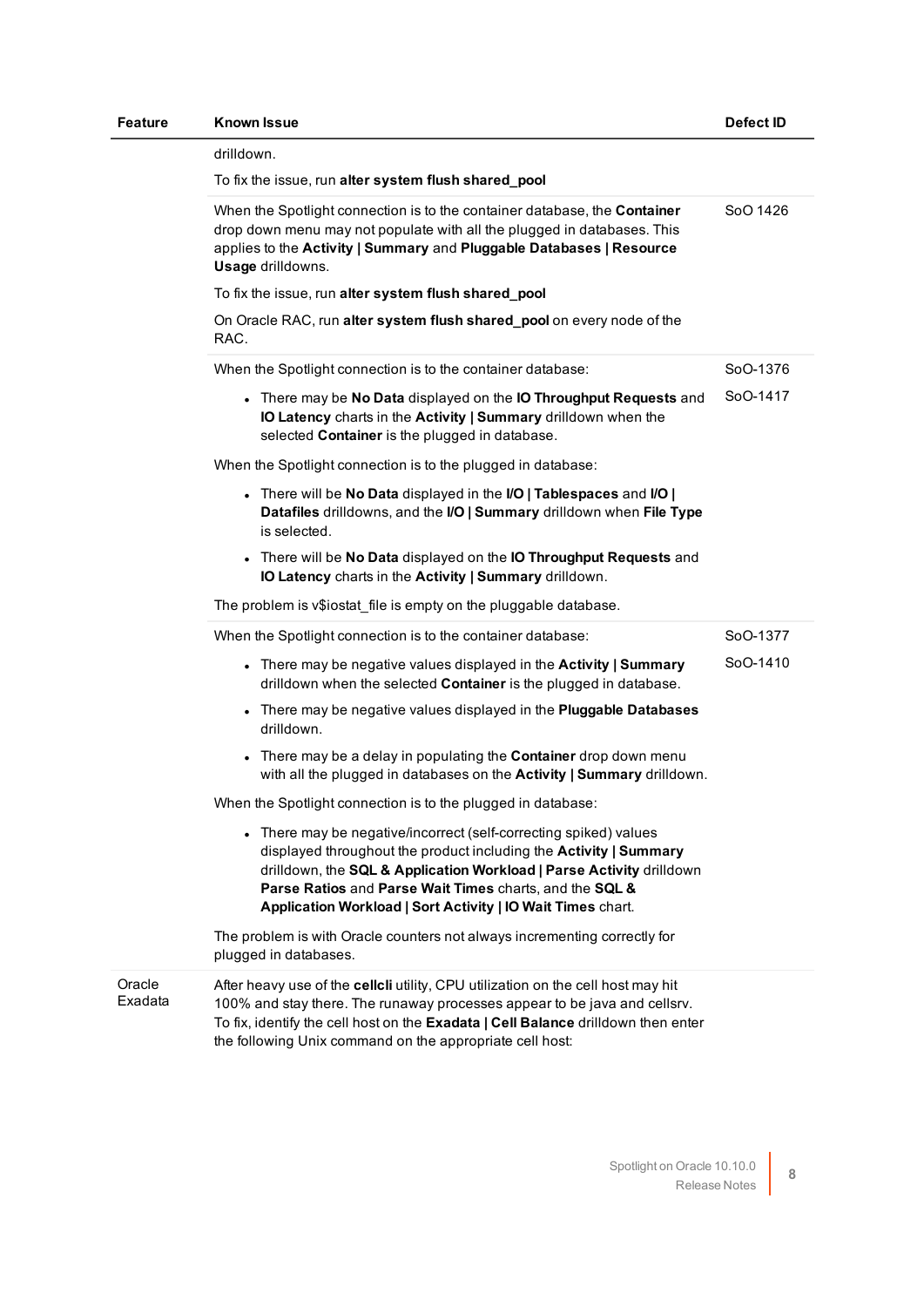| Feature | Known Issue | Defect ID |
|---|---|---|
| | drilldown.<br><br>To fix the issue, run **alter system flush shared_pool** | |
| | When the Spotlight connection is to the container database, the **Container** drop down menu may not populate with all the plugged in databases. This applies to the **Activity \| Summary** and **Pluggable Databases \| Resource Usage** drilldowns.<br><br>To fix the issue, run **alter system flush shared_pool**<br><br>On Oracle RAC, run **alter system flush shared_pool** on every node of the RAC. | SoO 1426 |
| | When the Spotlight connection is to the container database:<br><br>• There may be **No Data** displayed on the **IO Throughput Requests** and **IO Latency** charts in the **Activity \| Summary** drilldown when the selected **Container** is the plugged in database.<br><br>When the Spotlight connection is to the plugged in database:<br><br>• There will be **No Data** displayed in the **I/O \| Tablespaces** and **I/O \| Datafiles** drilldowns, and the **I/O \| Summary** drilldown when **File Type** is selected.<br><br>• There will be **No Data** displayed on the **IO Throughput Requests** and **IO Latency** charts in the **Activity \| Summary** drilldown.<br><br>The problem is v$iostat_file is empty on the pluggable database. | SoO-1376<br><br>SoO-1417 |
| | When the Spotlight connection is to the container database:<br><br>• There may be negative values displayed in the **Activity \| Summary** drilldown when the selected **Container** is the plugged in database.<br><br>• There may be negative values displayed in the **Pluggable Databases** drilldown.<br><br>• There may be a delay in populating the **Container** drop down menu with all the plugged in databases on the **Activity \| Summary** drilldown.<br><br>When the Spotlight connection is to the plugged in database:<br><br>• There may be negative/incorrect (self-correcting spiked) values displayed throughout the product including the **Activity \| Summary** drilldown, the **SQL & Application Workload \| Parse Activity** drilldown **Parse Ratios** and **Parse Wait Times** charts, and the **SQL & Application Workload \| Sort Activity \| IO Wait Times** chart.<br><br>The problem is with Oracle counters not always incrementing correctly for plugged in databases. | SoO-1377<br><br>SoO-1410 |
| Oracle Exadata | After heavy use of the **cellcli** utility, CPU utilization on the cell host may hit 100% and stay there. The runaway processes appear to be java and cellsrv. To fix, identify the cell host on the **Exadata \| Cell Balance** drilldown then enter the following Unix command on the appropriate cell host: | |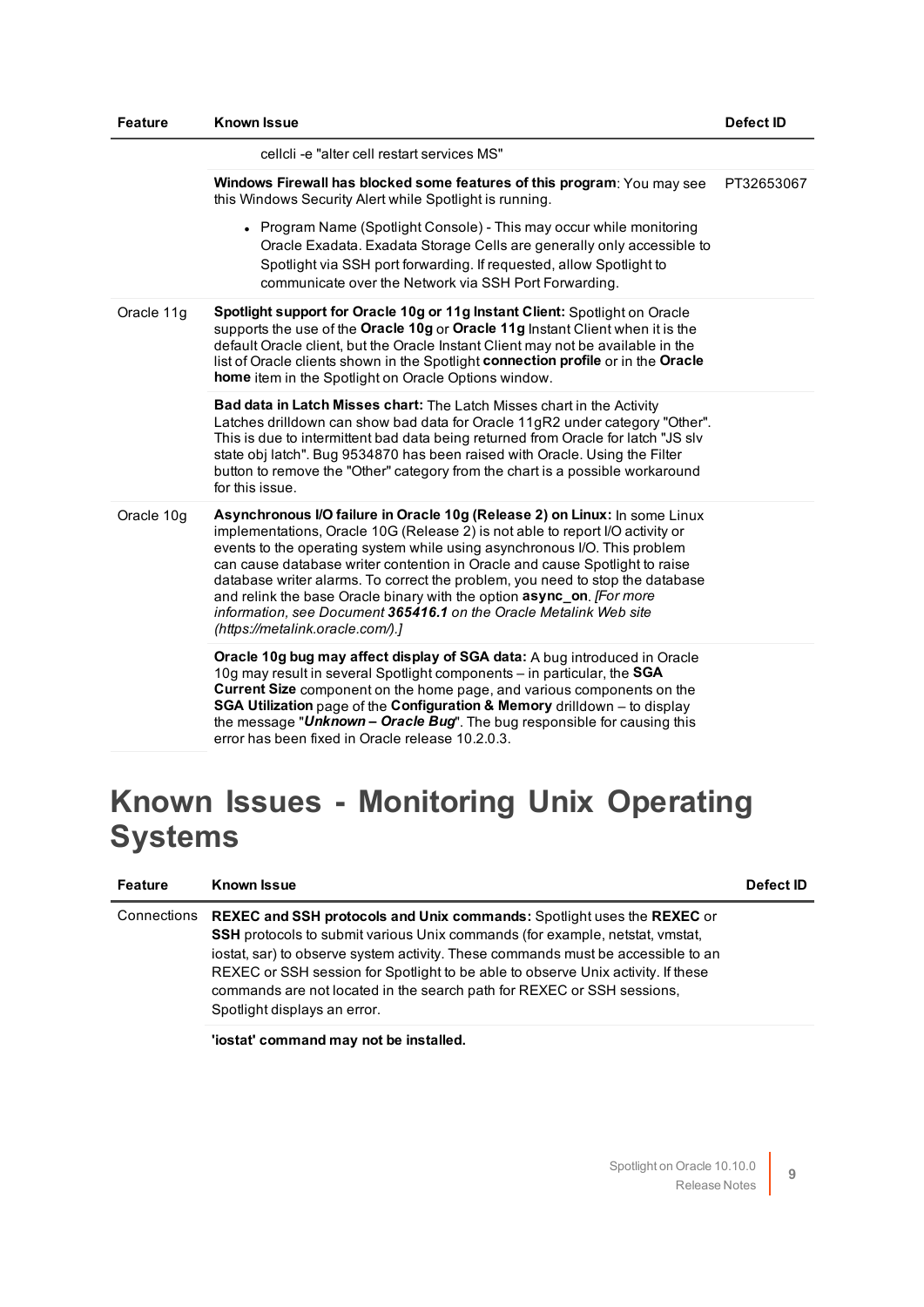| Feature | Known Issue | Defect ID |
|---|---|---|
| | cellcli -e "alter cell restart services MS" | |
| | **Windows Firewall has blocked some features of this program**: You may see this Windows Security Alert while Spotlight is running.<br><br>• Program Name (Spotlight Console) - This may occur while monitoring Oracle Exadata. Exadata Storage Cells are generally only accessible to Spotlight via SSH port forwarding. If requested, allow Spotlight to communicate over the Network via SSH Port Forwarding. | PT32653067 |
| Oracle 11g | **Spotlight support for Oracle 10g or 11g Instant Client:** Spotlight on Oracle supports the use of the **Oracle 10g** or **Oracle 11g** Instant Client when it is the default Oracle client, but the Oracle Instant Client may not be available in the list of Oracle clients shown in the Spotlight **connection profile** or in the **Oracle home** item in the Spotlight on Oracle Options window. | |
| | **Bad data in Latch Misses chart:** The Latch Misses chart in the Activity Latches drilldown can show bad data for Oracle 11gR2 under category "Other". This is due to intermittent bad data being returned from Oracle for latch "JS slv state obj latch". Bug 9534870 has been raised with Oracle. Using the Filter button to remove the "Other" category from the chart is a possible workaround for this issue. | |
| Oracle 10g | **Asynchronous I/O failure in Oracle 10g (Release 2) on Linux:** In some Linux implementations, Oracle 10G (Release 2) is not able to report I/O activity or events to the operating system while using asynchronous I/O. This problem can cause database writer contention in Oracle and cause Spotlight to raise database writer alarms. To correct the problem, you need to stop the database and relink the base Oracle binary with the option **async_on**. *[For more information, see Document **365416.1** on the Oracle Metalink Web site (https://metalink.oracle.com/).]* | |
| | **Oracle 10g bug may affect display of SGA data:** A bug introduced in Oracle 10g may result in several Spotlight components – in particular, the **SGA Current Size** component on the home page, and various components on the **SGA Utilization** page of the **Configuration & Memory** drilldown – to display the message "***Unknown – Oracle Bug***". The bug responsible for causing this error has been fixed in Oracle release 10.2.0.3. | |

# Known Issues - Monitoring Unix Operating Systems

| Feature | Known Issue | Defect ID |
|---|---|---|
| Connections | **REXEC and SSH protocols and Unix commands:** Spotlight uses the **REXEC** or **SSH** protocols to submit various Unix commands (for example, netstat, vmstat, iostat, sar) to observe system activity. These commands must be accessible to an REXEC or SSH session for Spotlight to be able to observe Unix activity. If these commands are not located in the search path for REXEC or SSH sessions, Spotlight displays an error. | |
| | **'iostat' command may not be installed.** | |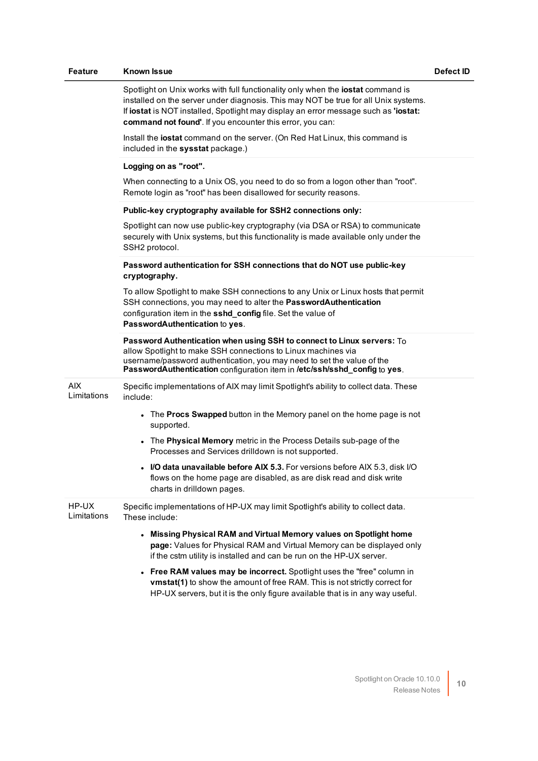| Feature | Known Issue | Defect ID |
|---|---|---|
| | Spotlight on Unix works with full functionality only when the **iostat** command is installed on the server under diagnosis. This may NOT be true for all Unix systems. If **iostat** is NOT installed, Spotlight may display an error message such as **'iostat: command not found'**. If you encounter this error, you can:<br><br>Install the **iostat** command on the server. (On Red Hat Linux, this command is included in the **sysstat** package.) | |
| | **Logging on as "root".**<br><br>When connecting to a Unix OS, you need to do so from a logon other than "root". Remote login as "root" has been disallowed for security reasons. | |
| | **Public-key cryptography available for SSH2 connections only:**<br><br>Spotlight can now use public-key cryptography (via DSA or RSA) to communicate securely with Unix systems, but this functionality is made available only under the SSH2 protocol. | |
| | **Password authentication for SSH connections that do NOT use public-key cryptography.**<br><br>To allow Spotlight to make SSH connections to any Unix or Linux hosts that permit SSH connections, you may need to alter the **PasswordAuthentication** configuration item in the **sshd_config** file. Set the value of **PasswordAuthentication** to **yes**. | |
| | **Password Authentication when using SSH to connect to Linux servers:** To allow Spotlight to make SSH connections to Linux machines via username/password authentication, you may need to set the value of the **PasswordAuthentication** configuration item in **/etc/ssh/sshd_config** to **yes**. | |
| AIX Limitations | Specific implementations of AIX may limit Spotlight's ability to collect data. These include:<br><br>• The **Procs Swapped** button in the Memory panel on the home page is not supported.<br>• The **Physical Memory** metric in the Process Details sub-page of the Processes and Services drilldown is not supported.<br>• **I/O data unavailable before AIX 5.3.** For versions before AIX 5.3, disk I/O flows on the home page are disabled, as are disk read and disk write charts in drilldown pages. | |
| HP-UX Limitations | Specific implementations of HP-UX may limit Spotlight's ability to collect data. These include:<br><br>• **Missing Physical RAM and Virtual Memory values on Spotlight home page:** Values for Physical RAM and Virtual Memory can be displayed only if the cstm utility is installed and can be run on the HP-UX server.<br>• **Free RAM values may be incorrect.** Spotlight uses the "free" column in **vmstat(1)** to show the amount of free RAM. This is not strictly correct for HP-UX servers, but it is the only figure available that is in any way useful. | |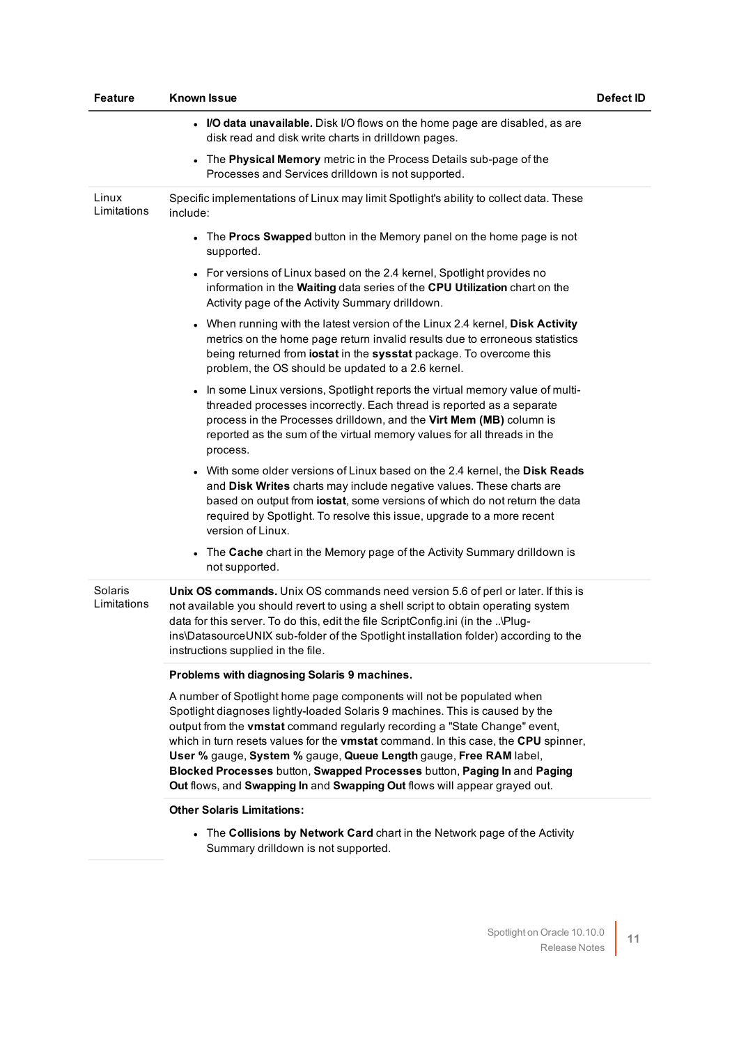| Feature | Known Issue | Defect ID |
| --- | --- | --- |
| | • **I/O data unavailable.** Disk I/O flows on the home page are disabled, as are disk read and disk write charts in drilldown pages.<br>• The **Physical Memory** metric in the Process Details sub-page of the Processes and Services drilldown is not supported. | |
| Linux Limitations | Specific implementations of Linux may limit Spotlight's ability to collect data. These include:<br>• The **Procs Swapped** button in the Memory panel on the home page is not supported.<br>• For versions of Linux based on the 2.4 kernel, Spotlight provides no information in the **Waiting** data series of the **CPU Utilization** chart on the Activity page of the Activity Summary drilldown.<br>• When running with the latest version of the Linux 2.4 kernel, **Disk Activity** metrics on the home page return invalid results due to erroneous statistics being returned from **iostat** in the **sysstat** package. To overcome this problem, the OS should be updated to a 2.6 kernel.<br>• In some Linux versions, Spotlight reports the virtual memory value of multi-threaded processes incorrectly. Each thread is reported as a separate process in the Processes drilldown, and the **Virt Mem (MB)** column is reported as the sum of the virtual memory values for all threads in the process.<br>• With some older versions of Linux based on the 2.4 kernel, the **Disk Reads** and **Disk Writes** charts may include negative values. These charts are based on output from **iostat**, some versions of which do not return the data required by Spotlight. To resolve this issue, upgrade to a more recent version of Linux.<br>• The **Cache** chart in the Memory page of the Activity Summary drilldown is not supported. | |
| Solaris Limitations | **Unix OS commands.** Unix OS commands need version 5.6 of perl or later. If this is not available you should revert to using a shell script to obtain operating system data for this server. To do this, edit the file ScriptConfig.ini (in the ..\Plug-ins\DatasourceUNIX sub-folder of the Spotlight installation folder) according to the instructions supplied in the file. | |
| | **Problems with diagnosing Solaris 9 machines.**<br>A number of Spotlight home page components will not be populated when Spotlight diagnoses lightly-loaded Solaris 9 machines. This is caused by the output from the **vmstat** command regularly recording a "State Change" event, which in turn resets values for the **vmstat** command. In this case, the **CPU** spinner, **User %** gauge, **System %** gauge, **Queue Length** gauge, **Free RAM** label, **Blocked Processes** button, **Swapped Processes** button, **Paging In** and **Paging Out** flows, and **Swapping In** and **Swapping Out** flows will appear grayed out. | |
| | **Other Solaris Limitations:**<br>• The **Collisions by Network Card** chart in the Network page of the Activity Summary drilldown is not supported. | |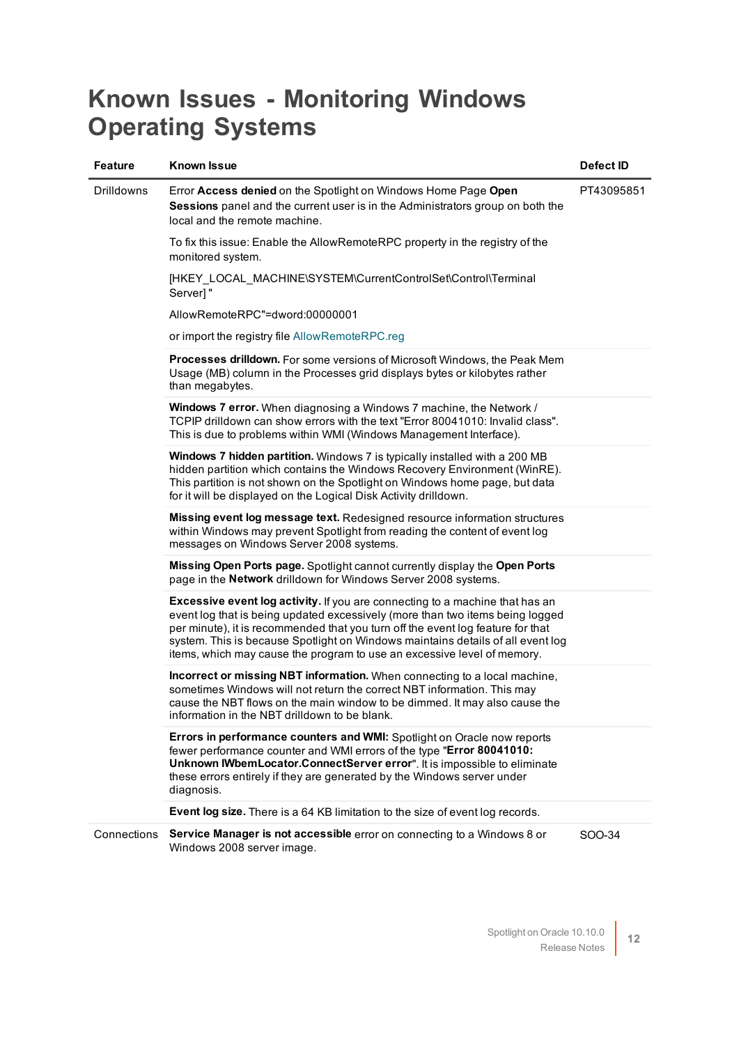# Known Issues - Monitoring Windows Operating Systems

| Feature | Known Issue | Defect ID |
|---|---|---|
| Drilldowns | Error **Access denied** on the Spotlight on Windows Home Page **Open Sessions** panel and the current user is in the Administrators group on both the local and the remote machine.<br><br>To fix this issue: Enable the AllowRemoteRPC property in the registry of the monitored system.<br><br>[HKEY_LOCAL_MACHINE\SYSTEM\CurrentControlSet\Control\Terminal Server] "<br><br>AllowRemoteRPC"=dword:00000001<br><br>or import the registry file AllowRemoteRPC.reg | PT43095851 |
| | **Processes drilldown.** For some versions of Microsoft Windows, the Peak Mem Usage (MB) column in the Processes grid displays bytes or kilobytes rather than megabytes. | |
| | **Windows 7 error.** When diagnosing a Windows 7 machine, the Network / TCPIP drilldown can show errors with the text "Error 80041010: Invalid class". This is due to problems within WMI (Windows Management Interface). | |
| | **Windows 7 hidden partition.** Windows 7 is typically installed with a 200 MB hidden partition which contains the Windows Recovery Environment (WinRE). This partition is not shown on the Spotlight on Windows home page, but data for it will be displayed on the Logical Disk Activity drilldown. | |
| | **Missing event log message text.** Redesigned resource information structures within Windows may prevent Spotlight from reading the content of event log messages on Windows Server 2008 systems. | |
| | **Missing Open Ports page.** Spotlight cannot currently display the **Open Ports** page in the **Network** drilldown for Windows Server 2008 systems. | |
| | **Excessive event log activity.** If you are connecting to a machine that has an event log that is being updated excessively (more than two items being logged per minute), it is recommended that you turn off the event log feature for that system. This is because Spotlight on Windows maintains details of all event log items, which may cause the program to use an excessive level of memory. | |
| | **Incorrect or missing NBT information.** When connecting to a local machine, sometimes Windows will not return the correct NBT information. This may cause the NBT flows on the main window to be dimmed. It may also cause the information in the NBT drilldown to be blank. | |
| | **Errors in performance counters and WMI:** Spotlight on Oracle now reports fewer performance counter and WMI errors of the type "**Error 80041010: Unknown IWbemLocator.ConnectServer error**". It is impossible to eliminate these errors entirely if they are generated by the Windows server under diagnosis. | |
| | **Event log size.** There is a 64 KB limitation to the size of event log records. | |
| Connections | **Service Manager is not accessible** error on connecting to a Windows 8 or Windows 2008 server image. | SOO-34 |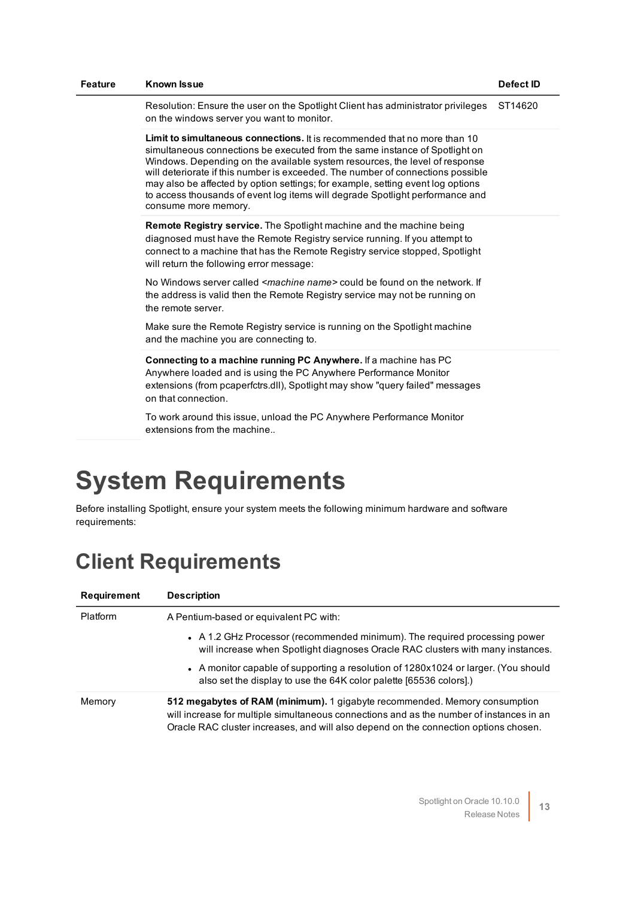| Feature | Known Issue | Defect ID |
|---|---|---|
| | Resolution: Ensure the user on the Spotlight Client has administrator privileges on the windows server you want to monitor. | ST14620 |
| | **Limit to simultaneous connections.** It is recommended that no more than 10 simultaneous connections be executed from the same instance of Spotlight on Windows. Depending on the available system resources, the level of response will deteriorate if this number is exceeded. The number of connections possible may also be affected by option settings; for example, setting event log options to access thousands of event log items will degrade Spotlight performance and consume more memory. | |
| | **Remote Registry service.** The Spotlight machine and the machine being diagnosed must have the Remote Registry service running. If you attempt to connect to a machine that has the Remote Registry service stopped, Spotlight will return the following error message:<br><br>No Windows server called <*machine name*> could be found on the network. If the address is valid then the Remote Registry service may not be running on the remote server.<br><br>Make sure the Remote Registry service is running on the Spotlight machine and the machine you are connecting to. | |
| | **Connecting to a machine running PC Anywhere.** If a machine has PC Anywhere loaded and is using the PC Anywhere Performance Monitor extensions (from pcaperfctrs.dll), Spotlight may show "query failed" messages on that connection.<br><br>To work around this issue, unload the PC Anywhere Performance Monitor extensions from the machine.. | |

# System Requirements

Before installing Spotlight, ensure your system meets the following minimum hardware and software requirements:

## Client Requirements

| Requirement | Description |
|---|---|
| Platform | A Pentium-based or equivalent PC with:<br><br>• A 1.2 GHz Processor (recommended minimum). The required processing power will increase when Spotlight diagnoses Oracle RAC clusters with many instances.<br><br>• A monitor capable of supporting a resolution of 1280x1024 or larger. (You should also set the display to use the 64K color palette [65536 colors].) |
| Memory | **512 megabytes of RAM (minimum).** 1 gigabyte recommended. Memory consumption will increase for multiple simultaneous connections and as the number of instances in an Oracle RAC cluster increases, and will also depend on the connection options chosen. |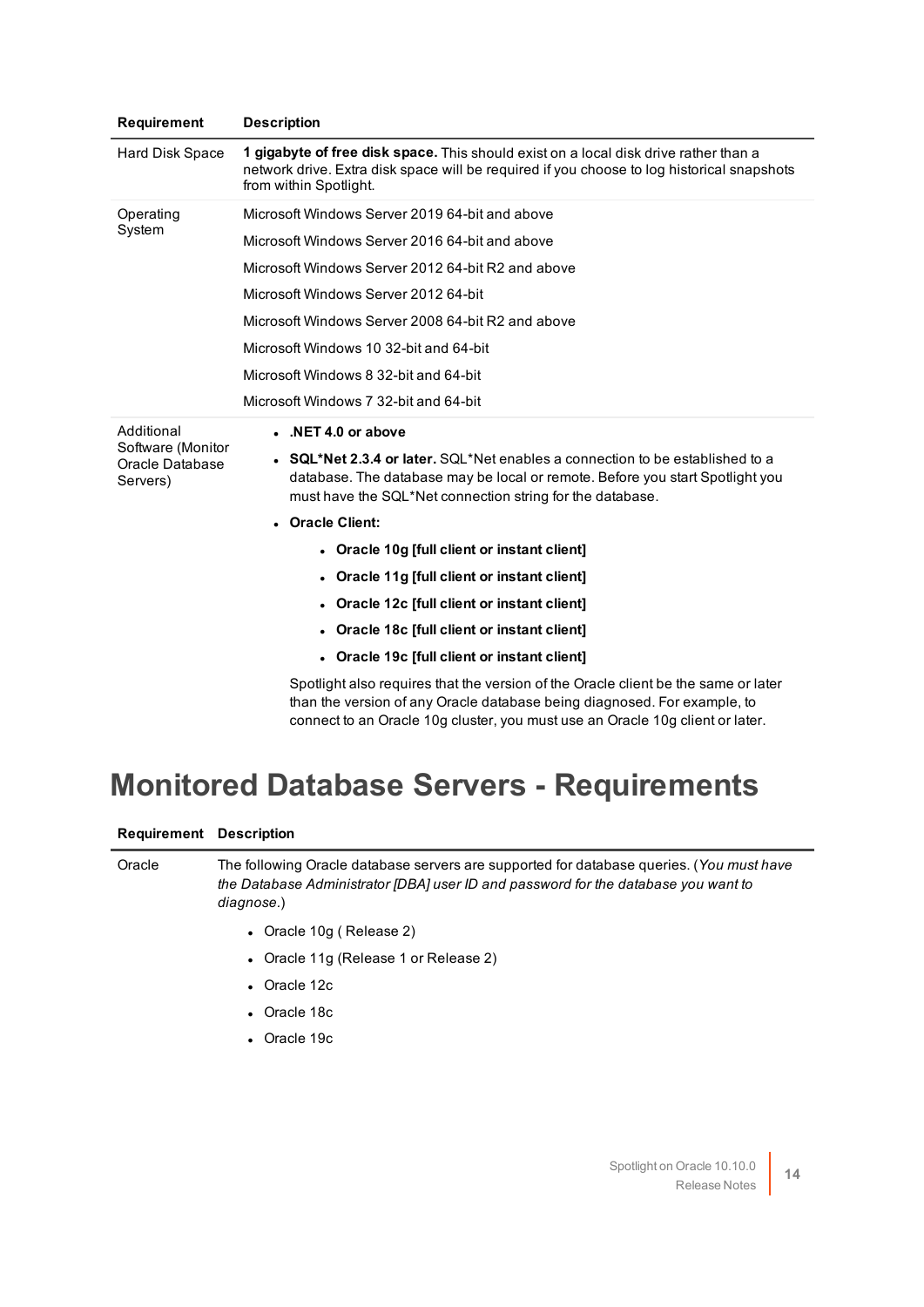| Requirement | Description |
|---|---|
| Hard Disk Space | **1 gigabyte of free disk space.** This should exist on a local disk drive rather than a network drive. Extra disk space will be required if you choose to log historical snapshots from within Spotlight. |
| Operating System | Microsoft Windows Server 2019 64-bit and above<br>Microsoft Windows Server 2016 64-bit and above<br>Microsoft Windows Server 2012 64-bit R2 and above<br>Microsoft Windows Server 2012 64-bit<br>Microsoft Windows Server 2008 64-bit R2 and above<br>Microsoft Windows 10 32-bit and 64-bit<br>Microsoft Windows 8 32-bit and 64-bit<br>Microsoft Windows 7 32-bit and 64-bit |
| Additional Software (Monitor Oracle Database Servers) | • **.NET 4.0 or above**<br>• **SQL*Net 2.3.4 or later.** SQL*Net enables a connection to be established to a database. The database may be local or remote. Before you start Spotlight you must have the SQL*Net connection string for the database.<br>• **Oracle Client:**<br>&nbsp;&nbsp;&nbsp;&nbsp;• **Oracle 10g [full client or instant client]**<br>&nbsp;&nbsp;&nbsp;&nbsp;• **Oracle 11g [full client or instant client]**<br>&nbsp;&nbsp;&nbsp;&nbsp;• **Oracle 12c [full client or instant client]**<br>&nbsp;&nbsp;&nbsp;&nbsp;• **Oracle 18c [full client or instant client]**<br>&nbsp;&nbsp;&nbsp;&nbsp;• **Oracle 19c [full client or instant client]**<br>Spotlight also requires that the version of the Oracle client be the same or later than the version of any Oracle database being diagnosed. For example, to connect to an Oracle 10g cluster, you must use an Oracle 10g client or later. |

# Monitored Database Servers - Requirements

| Requirement | Description |
|---|---|
| Oracle | The following Oracle database servers are supported for database queries. (*You must have the Database Administrator [DBA] user ID and password for the database you want to diagnose.*)<br>• Oracle 10g ( Release 2)<br>• Oracle 11g (Release 1 or Release 2)<br>• Oracle 12c<br>• Oracle 18c<br>• Oracle 19c |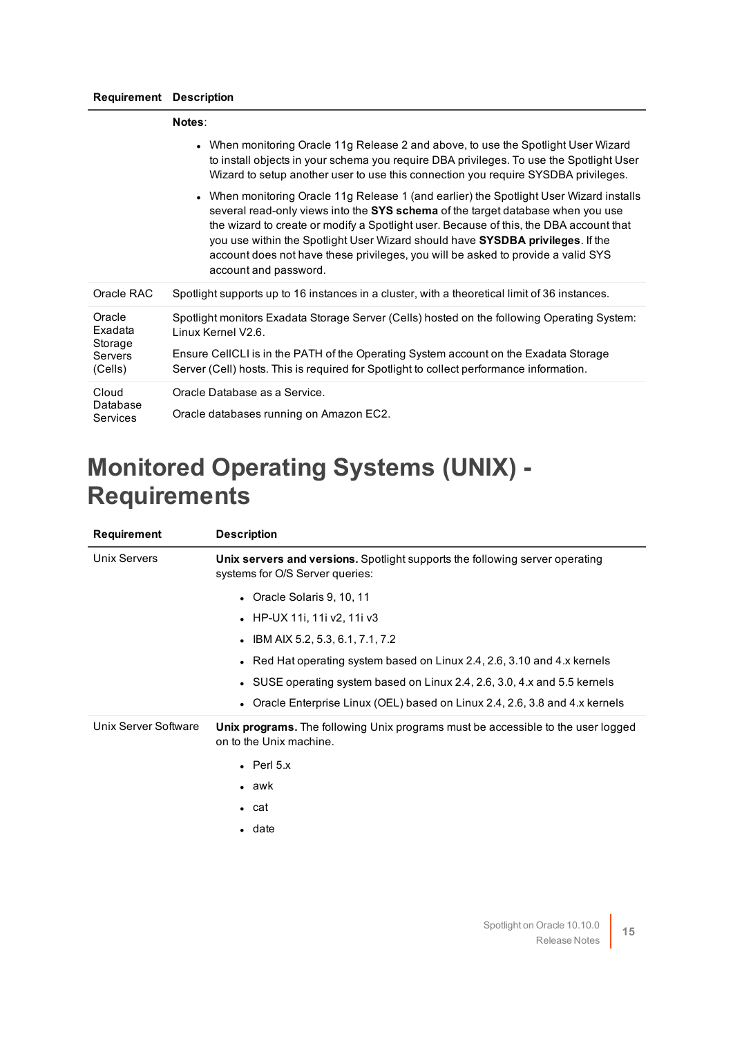| Requirement | Description |
|---|---|
| | **Notes**:<br>• When monitoring Oracle 11g Release 2 and above, to use the Spotlight User Wizard to install objects in your schema you require DBA privileges. To use the Spotlight User Wizard to setup another user to use this connection you require SYSDBA privileges.<br>• When monitoring Oracle 11g Release 1 (and earlier) the Spotlight User Wizard installs several read-only views into the **SYS schema** of the target database when you use the wizard to create or modify a Spotlight user. Because of this, the DBA account that you use within the Spotlight User Wizard should have **SYSDBA privileges**. If the account does not have these privileges, you will be asked to provide a valid SYS account and password. |
| Oracle RAC | Spotlight supports up to 16 instances in a cluster, with a theoretical limit of 36 instances. |
| Oracle Exadata Storage Servers (Cells) | Spotlight monitors Exadata Storage Server (Cells) hosted on the following Operating System: Linux Kernel V2.6.<br><br>Ensure CellCLI is in the PATH of the Operating System account on the Exadata Storage Server (Cell) hosts. This is required for Spotlight to collect performance information. |
| Cloud Database Services | Oracle Database as a Service.<br><br>Oracle databases running on Amazon EC2. |

# Monitored Operating Systems (UNIX) - Requirements

| Requirement | Description |
|---|---|
| Unix Servers | **Unix servers and versions.** Spotlight supports the following server operating systems for O/S Server queries:<br>• Oracle Solaris 9, 10, 11<br>• HP-UX 11i, 11i v2, 11i v3<br>• IBM AIX 5.2, 5.3, 6.1, 7.1, 7.2<br>• Red Hat operating system based on Linux 2.4, 2.6, 3.10 and 4.x kernels<br>• SUSE operating system based on Linux 2.4, 2.6, 3.0, 4.x and 5.5 kernels<br>• Oracle Enterprise Linux (OEL) based on Linux 2.4, 2.6, 3.8 and 4.x kernels |
| Unix Server Software | **Unix programs.** The following Unix programs must be accessible to the user logged on to the Unix machine.<br>• Perl 5.x<br>• awk<br>• cat<br>• date |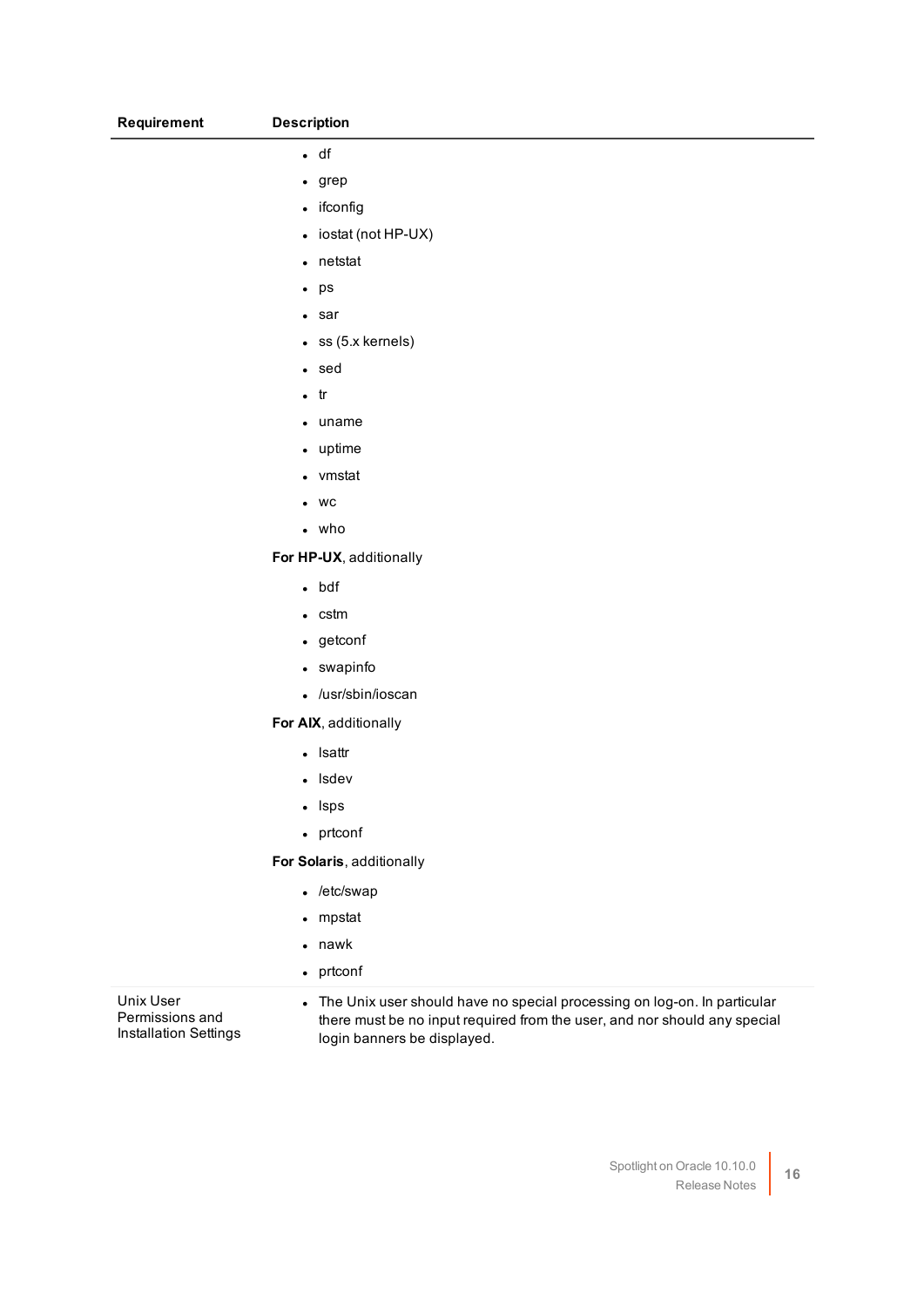| Requirement | Description |
|---|---|
| | <ul><li>df</li><li>grep</li><li>ifconfig</li><li>iostat (not HP-UX)</li><li>netstat</li><li>ps</li><li>sar</li><li>ss (5.x kernels)</li><li>sed</li><li>tr</li><li>uname</li><li>uptime</li><li>vmstat</li><li>wc</li><li>who</li></ul>**For HP-UX**, additionally<ul><li>bdf</li><li>cstm</li><li>getconf</li><li>swapinfo</li><li>/usr/sbin/ioscan</li></ul>**For AIX**, additionally<ul><li>lsattr</li><li>lsdev</li><li>lsps</li><li>prtconf</li></ul>**For Solaris**, additionally<ul><li>/etc/swap</li><li>mpstat</li><li>nawk</li><li>prtconf</li></ul> |
| Unix User Permissions and Installation Settings | <ul><li>The Unix user should have no special processing on log-on. In particular there must be no input required from the user, and nor should any special login banners be displayed.</li></ul> |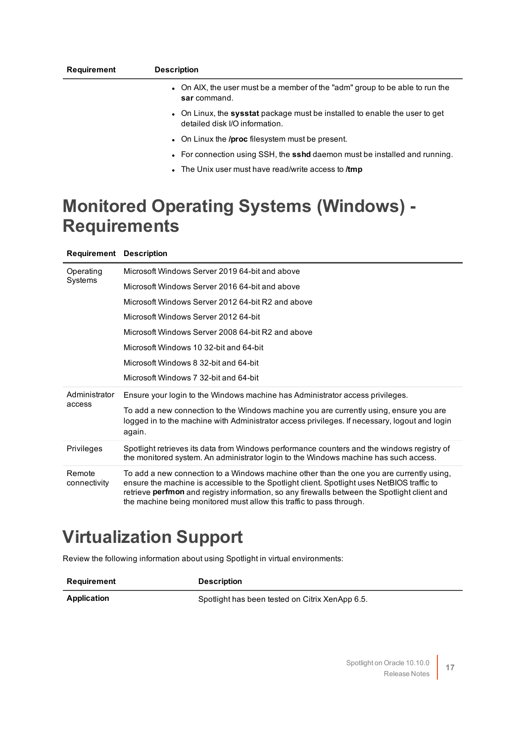| Requirement | Description |
|---|---|
| | • On AIX, the user must be a member of the "adm" group to be able to run the **sar** command.<br>• On Linux, the **sysstat** package must be installed to enable the user to get detailed disk I/O information.<br>• On Linux the **/proc** filesystem must be present.<br>• For connection using SSH, the **sshd** daemon must be installed and running.<br>• The Unix user must have read/write access to **/tmp** |

# Monitored Operating Systems (Windows) - Requirements

| Requirement | Description |
|---|---|
| Operating Systems | Microsoft Windows Server 2019 64-bit and above<br>Microsoft Windows Server 2016 64-bit and above<br>Microsoft Windows Server 2012 64-bit R2 and above<br>Microsoft Windows Server 2012 64-bit<br>Microsoft Windows Server 2008 64-bit R2 and above<br>Microsoft Windows 10 32-bit and 64-bit<br>Microsoft Windows 8 32-bit and 64-bit<br>Microsoft Windows 7 32-bit and 64-bit |
| Administrator access | Ensure your login to the Windows machine has Administrator access privileges.<br>To add a new connection to the Windows machine you are currently using, ensure you are logged in to the machine with Administrator access privileges. If necessary, logout and login again. |
| Privileges | Spotlight retrieves its data from Windows performance counters and the windows registry of the monitored system. An administrator login to the Windows machine has such access. |
| Remote connectivity | To add a new connection to a Windows machine other than the one you are currently using, ensure the machine is accessible to the Spotlight client. Spotlight uses NetBIOS traffic to retrieve **perfmon** and registry information, so any firewalls between the Spotlight client and the machine being monitored must allow this traffic to pass through. |

# Virtualization Support

Review the following information about using Spotlight in virtual environments:

| Requirement | Description |
|---|---|
| **Application** | Spotlight has been tested on Citrix XenApp 6.5. |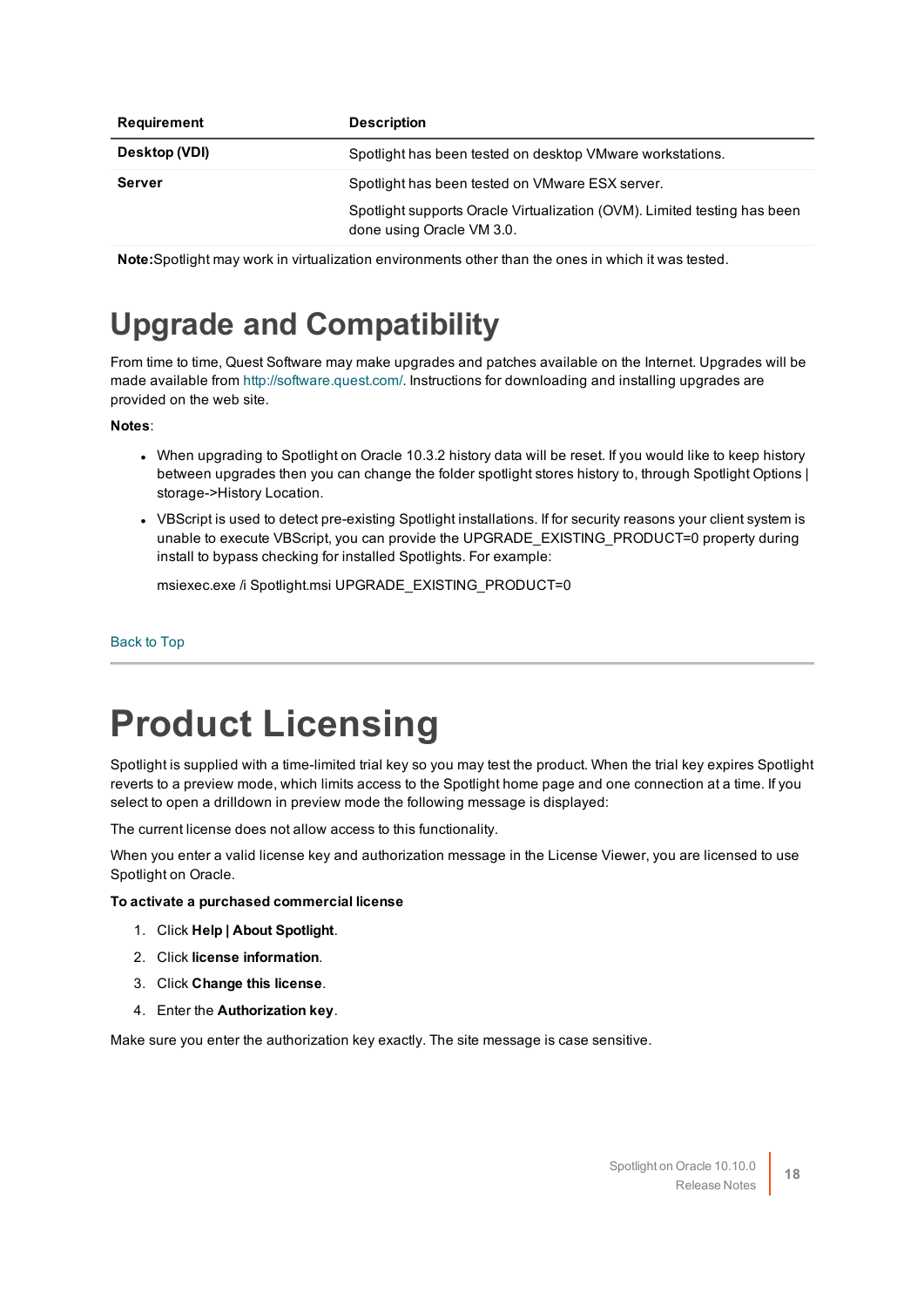| Requirement | Description |
| --- | --- |
| **Desktop (VDI)** | Spotlight has been tested on desktop VMware workstations. |
| **Server** | Spotlight has been tested on VMware ESX server.<br><br>Spotlight supports Oracle Virtualization (OVM). Limited testing has been done using Oracle VM 3.0. |

**Note:**Spotlight may work in virtualization environments other than the ones in which it was tested.

# Upgrade and Compatibility

From time to time, Quest Software may make upgrades and patches available on the Internet. Upgrades will be made available from http://software.quest.com/. Instructions for downloading and installing upgrades are provided on the web site.

**Notes**:

- When upgrading to Spotlight on Oracle 10.3.2 history data will be reset. If you would like to keep history between upgrades then you can change the folder spotlight stores history to, through Spotlight Options | storage->History Location.
- VBScript is used to detect pre-existing Spotlight installations. If for security reasons your client system is unable to execute VBScript, you can provide the UPGRADE_EXISTING_PRODUCT=0 property during install to bypass checking for installed Spotlights. For example:

  msiexec.exe /i Spotlight.msi UPGRADE_EXISTING_PRODUCT=0

Back to Top

# Product Licensing

Spotlight is supplied with a time-limited trial key so you may test the product. When the trial key expires Spotlight reverts to a preview mode, which limits access to the Spotlight home page and one connection at a time. If you select to open a drilldown in preview mode the following message is displayed:

The current license does not allow access to this functionality.

When you enter a valid license key and authorization message in the License Viewer, you are licensed to use Spotlight on Oracle.

**To activate a purchased commercial license**

1. Click **Help | About Spotlight**.
2. Click **license information**.
3. Click **Change this license**.
4. Enter the **Authorization key**.

Make sure you enter the authorization key exactly. The site message is case sensitive.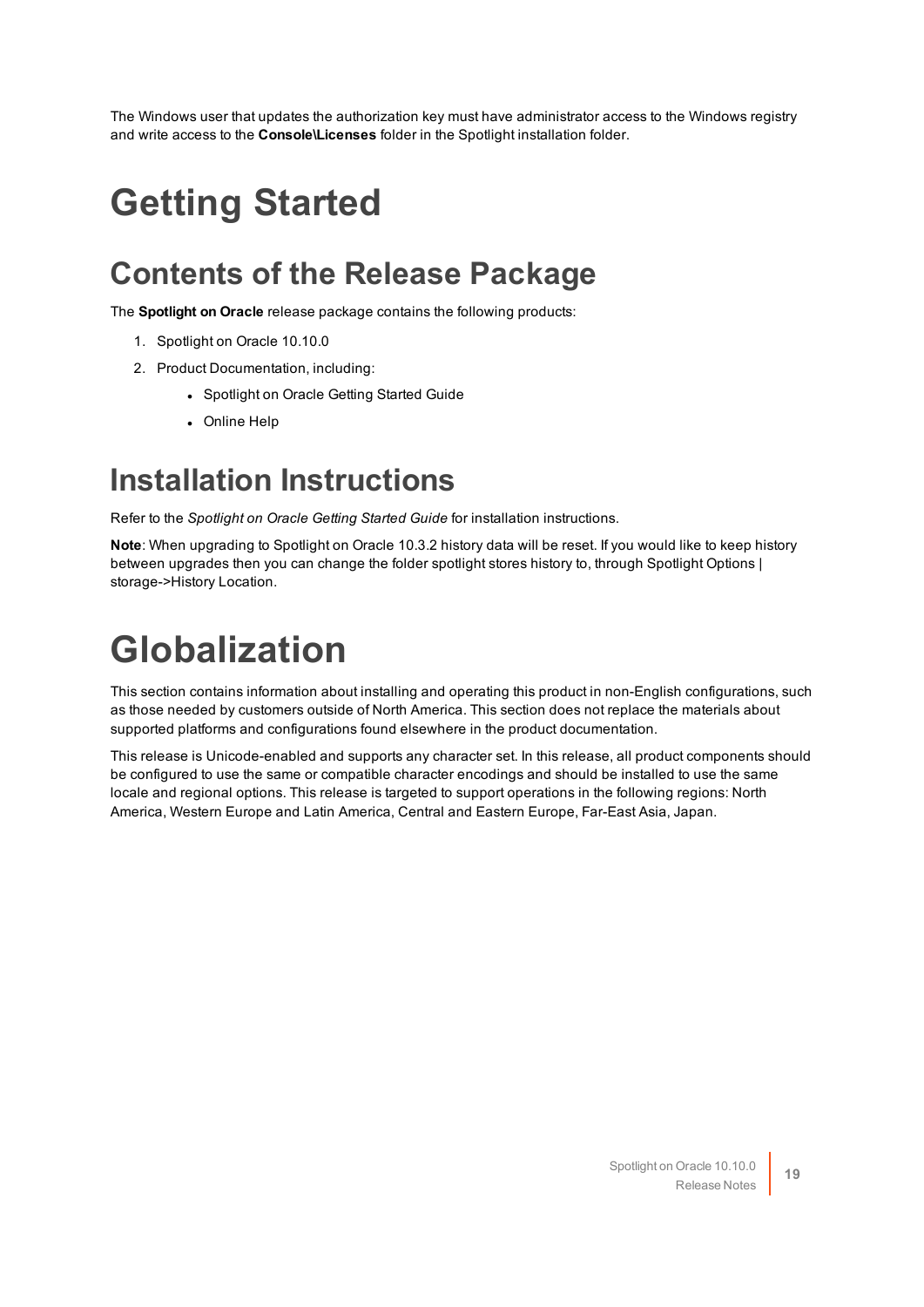The Windows user that updates the authorization key must have administrator access to the Windows registry and write access to the **Console\Licenses** folder in the Spotlight installation folder.

# Getting Started

## Contents of the Release Package

The **Spotlight on Oracle** release package contains the following products:

1. Spotlight on Oracle 10.10.0
2. Product Documentation, including:
    - Spotlight on Oracle Getting Started Guide
    - Online Help

## Installation Instructions

Refer to the *Spotlight on Oracle Getting Started Guide* for installation instructions.

**Note**: When upgrading to Spotlight on Oracle 10.3.2 history data will be reset. If you would like to keep history between upgrades then you can change the folder spotlight stores history to, through Spotlight Options | storage->History Location.

# Globalization

This section contains information about installing and operating this product in non-English configurations, such as those needed by customers outside of North America. This section does not replace the materials about supported platforms and configurations found elsewhere in the product documentation.

This release is Unicode-enabled and supports any character set. In this release, all product components should be configured to use the same or compatible character encodings and should be installed to use the same locale and regional options. This release is targeted to support operations in the following regions: North America, Western Europe and Latin America, Central and Eastern Europe, Far-East Asia, Japan.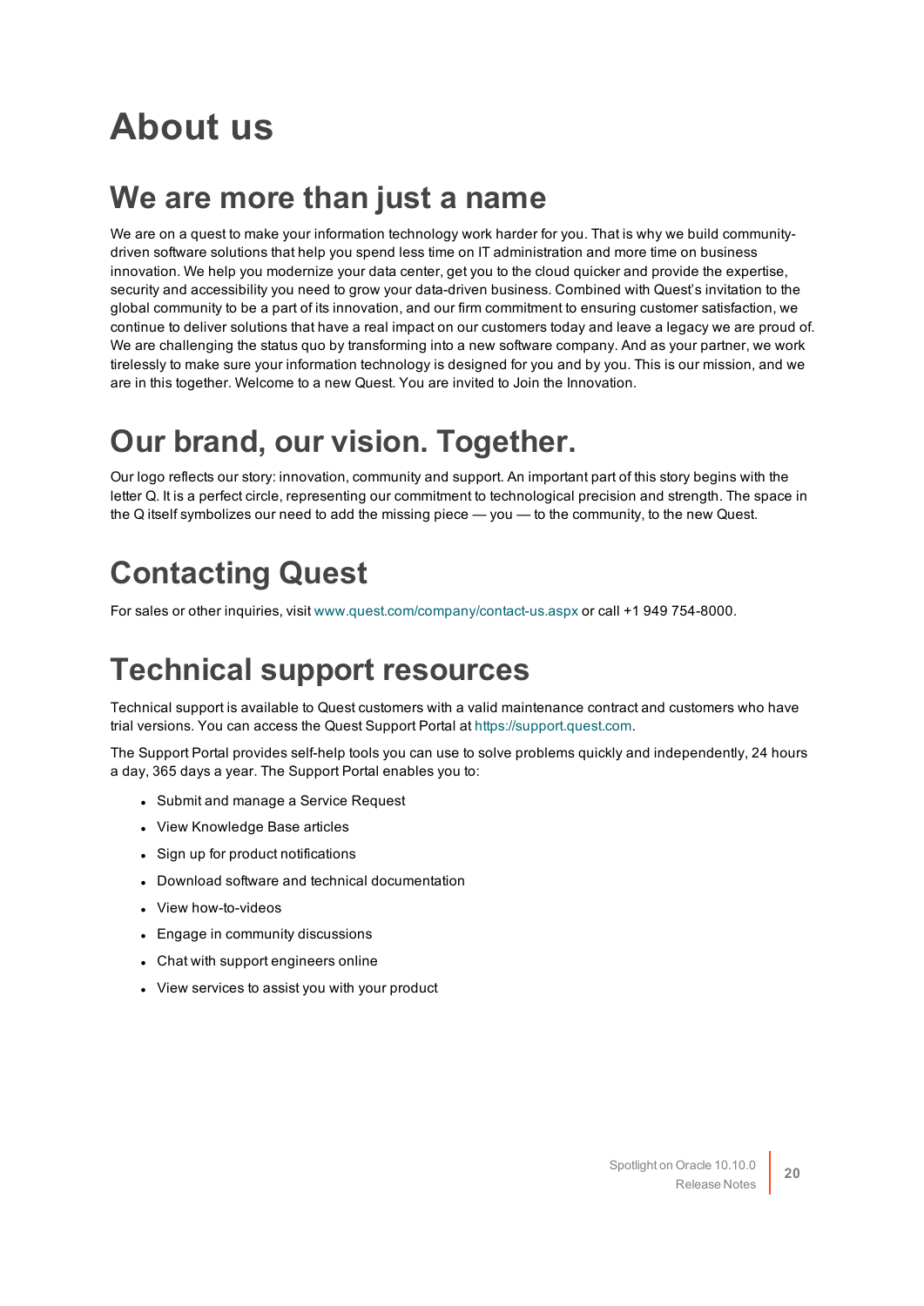# About us

## We are more than just a name

We are on a quest to make your information technology work harder for you. That is why we build community-driven software solutions that help you spend less time on IT administration and more time on business innovation. We help you modernize your data center, get you to the cloud quicker and provide the expertise, security and accessibility you need to grow your data-driven business. Combined with Quest's invitation to the global community to be a part of its innovation, and our firm commitment to ensuring customer satisfaction, we continue to deliver solutions that have a real impact on our customers today and leave a legacy we are proud of. We are challenging the status quo by transforming into a new software company. And as your partner, we work tirelessly to make sure your information technology is designed for you and by you. This is our mission, and we are in this together. Welcome to a new Quest. You are invited to Join the Innovation.

## Our brand, our vision. Together.

Our logo reflects our story: innovation, community and support. An important part of this story begins with the letter Q. It is a perfect circle, representing our commitment to technological precision and strength. The space in the Q itself symbolizes our need to add the missing piece — you — to the community, to the new Quest.

## Contacting Quest

For sales or other inquiries, visit www.quest.com/company/contact-us.aspx or call +1 949 754-8000.

## Technical support resources

Technical support is available to Quest customers with a valid maintenance contract and customers who have trial versions. You can access the Quest Support Portal at https://support.quest.com.

The Support Portal provides self-help tools you can use to solve problems quickly and independently, 24 hours a day, 365 days a year. The Support Portal enables you to:

- Submit and manage a Service Request
- View Knowledge Base articles
- Sign up for product notifications
- Download software and technical documentation
- View how-to-videos
- Engage in community discussions
- Chat with support engineers online
- View services to assist you with your product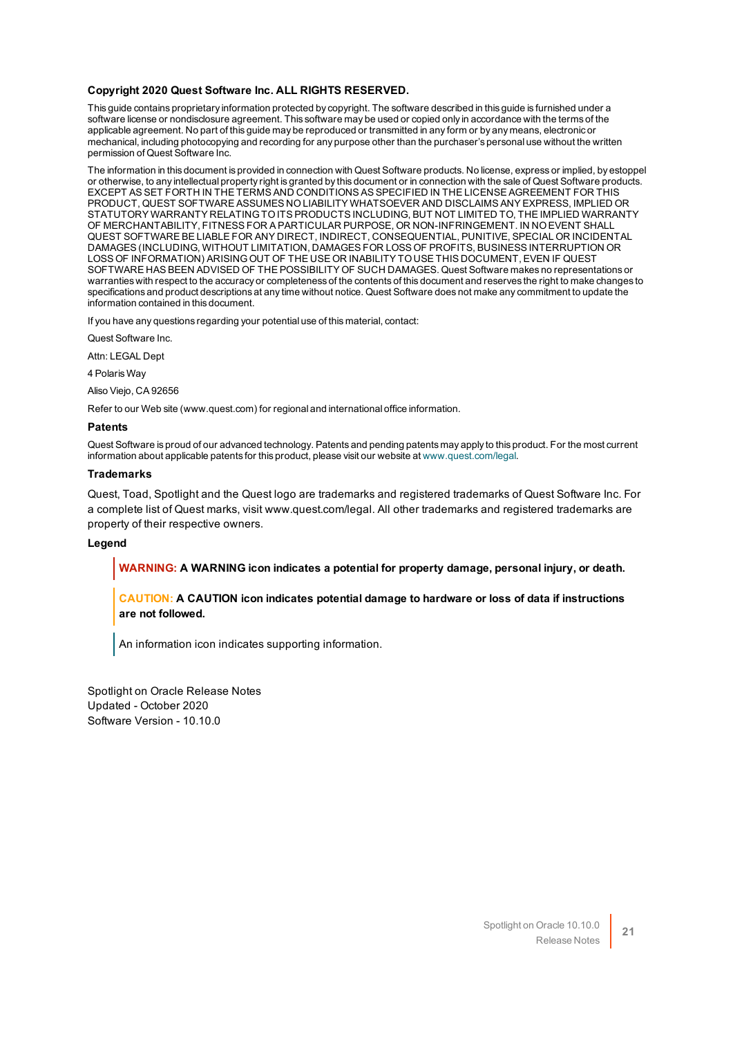**Copyright 2020 Quest Software Inc. ALL RIGHTS RESERVED.**

This guide contains proprietary information protected by copyright. The software described in this guide is furnished under a software license or nondisclosure agreement. This software may be used or copied only in accordance with the terms of the applicable agreement. No part of this guide may be reproduced or transmitted in any form or by any means, electronic or mechanical, including photocopying and recording for any purpose other than the purchaser's personal use without the written permission of Quest Software Inc.

The information in this document is provided in connection with Quest Software products. No license, express or implied, by estoppel or otherwise, to any intellectual property right is granted by this document or in connection with the sale of Quest Software products. EXCEPT AS SET FORTH IN THE TERMS AND CONDITIONS AS SPECIFIED IN THE LICENSE AGREEMENT FOR THIS PRODUCT, QUEST SOFTWARE ASSUMES NO LIABILITY WHATSOEVER AND DISCLAIMS ANY EXPRESS, IMPLIED OR STATUTORY WARRANTY RELATING TO ITS PRODUCTS INCLUDING, BUT NOT LIMITED TO, THE IMPLIED WARRANTY OF MERCHANTABILITY, FITNESS FOR A PARTICULAR PURPOSE, OR NON-INFRINGEMENT. IN NO EVENT SHALL QUEST SOFTWARE BE LIABLE FOR ANY DIRECT, INDIRECT, CONSEQUENTIAL, PUNITIVE, SPECIAL OR INCIDENTAL DAMAGES (INCLUDING, WITHOUT LIMITATION, DAMAGES FOR LOSS OF PROFITS, BUSINESS INTERRUPTION OR LOSS OF INFORMATION) ARISING OUT OF THE USE OR INABILITY TO USE THIS DOCUMENT, EVEN IF QUEST SOFTWARE HAS BEEN ADVISED OF THE POSSIBILITY OF SUCH DAMAGES. Quest Software makes no representations or warranties with respect to the accuracy or completeness of the contents of this document and reserves the right to make changes to specifications and product descriptions at any time without notice. Quest Software does not make any commitment to update the information contained in this document.

If you have any questions regarding your potential use of this material, contact:

Quest Software Inc.

Attn: LEGAL Dept

4 Polaris Way

Aliso Viejo, CA 92656

Refer to our Web site (www.quest.com) for regional and international office information.

**Patents**

Quest Software is proud of our advanced technology. Patents and pending patents may apply to this product. For the most current information about applicable patents for this product, please visit our website at www.quest.com/legal.

**Trademarks**

Quest, Toad, Spotlight and the Quest logo are trademarks and registered trademarks of Quest Software Inc. For a complete list of Quest marks, visit www.quest.com/legal. All other trademarks and registered trademarks are property of their respective owners.

**Legend**

> **WARNING: A WARNING icon indicates a potential for property damage, personal injury, or death.**

> **CAUTION: A CAUTION icon indicates potential damage to hardware or loss of data if instructions are not followed.**

> An information icon indicates supporting information.

Spotlight on Oracle Release Notes
Updated - October 2020
Software Version - 10.10.0